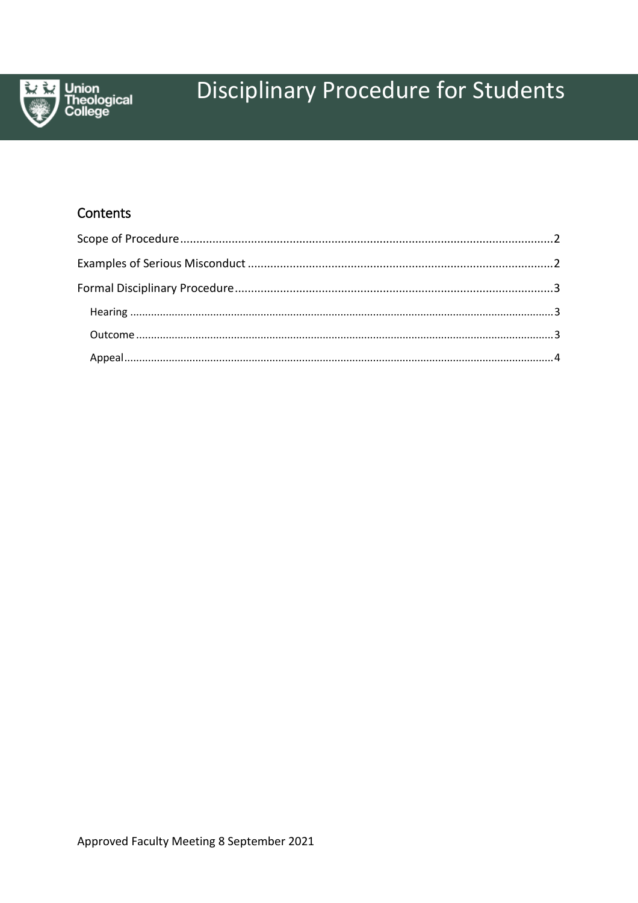Union Theological College

# Disciplinary Procedure for Students

## Contents

Scope of Procedure ........................................................ 2

Examples of Serious Misconduct ........................................................ 2

Formal Disciplinary Procedure ........................................................ 3

- Hearing ........................................................ 3
- Outcome ........................................................ 3
- Appeal ........................................................ 4

Approved Faculty Meeting 8 September 2021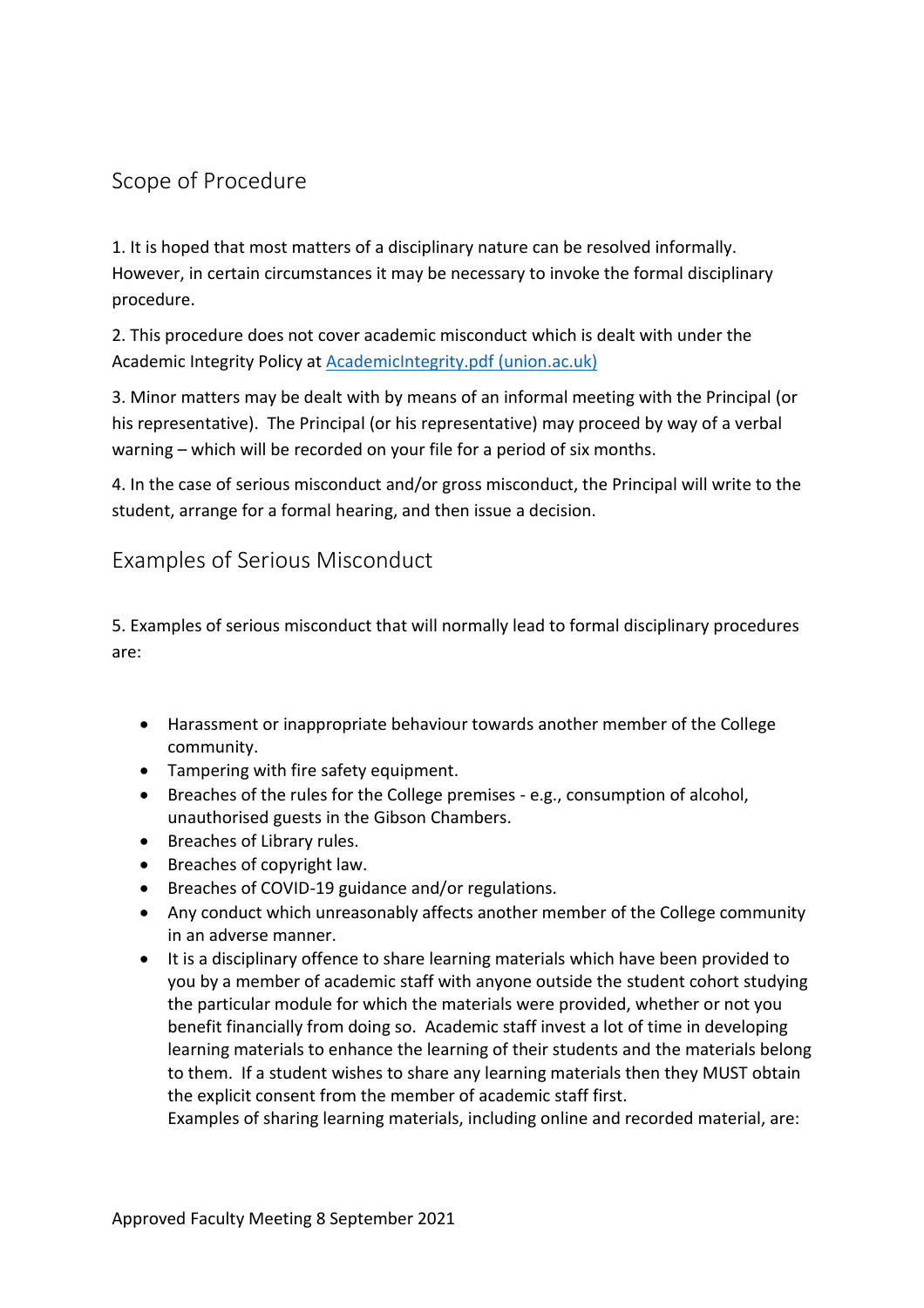## Scope of Procedure

1. It is hoped that most matters of a disciplinary nature can be resolved informally. However, in certain circumstances it may be necessary to invoke the formal disciplinary procedure.

2. This procedure does not cover academic misconduct which is dealt with under the Academic Integrity Policy at [AcademicIntegrity.pdf (union.ac.uk)](AcademicIntegrity.pdf)

3. Minor matters may be dealt with by means of an informal meeting with the Principal (or his representative). The Principal (or his representative) may proceed by way of a verbal warning – which will be recorded on your file for a period of six months.

4. In the case of serious misconduct and/or gross misconduct, the Principal will write to the student, arrange for a formal hearing, and then issue a decision.

## Examples of Serious Misconduct

5. Examples of serious misconduct that will normally lead to formal disciplinary procedures are:

- Harassment or inappropriate behaviour towards another member of the College community.
- Tampering with fire safety equipment.
- Breaches of the rules for the College premises - e.g., consumption of alcohol, unauthorised guests in the Gibson Chambers.
- Breaches of Library rules.
- Breaches of copyright law.
- Breaches of COVID-19 guidance and/or regulations.
- Any conduct which unreasonably affects another member of the College community in an adverse manner.
- It is a disciplinary offence to share learning materials which have been provided to you by a member of academic staff with anyone outside the student cohort studying the particular module for which the materials were provided, whether or not you benefit financially from doing so. Academic staff invest a lot of time in developing learning materials to enhance the learning of their students and the materials belong to them. If a student wishes to share any learning materials then they MUST obtain the explicit consent from the member of academic staff first.
  Examples of sharing learning materials, including online and recorded material, are:

Approved Faculty Meeting 8 September 2021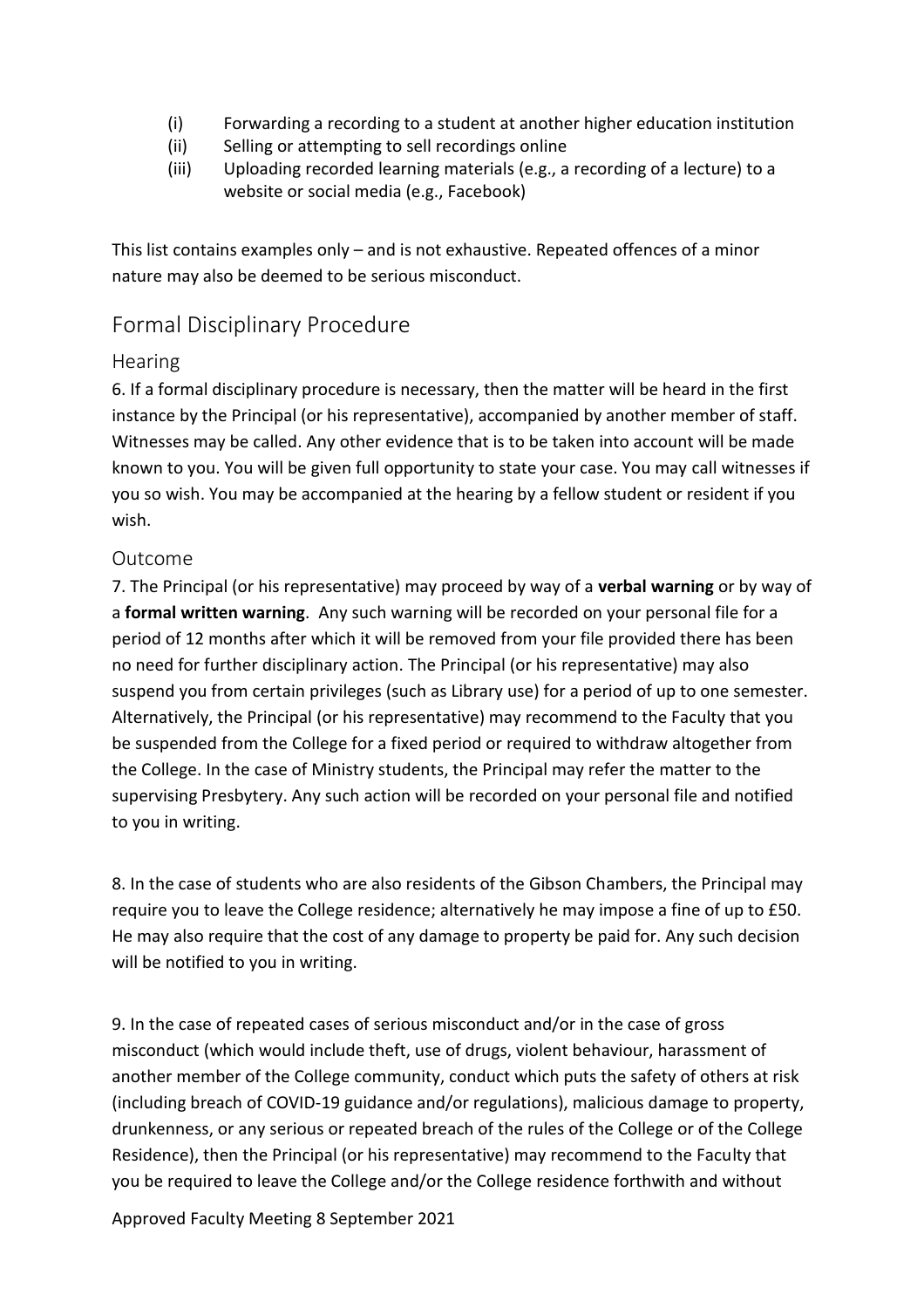(i) Forwarding a recording to a student at another higher education institution
(ii) Selling or attempting to sell recordings online
(iii) Uploading recorded learning materials (e.g., a recording of a lecture) to a website or social media (e.g., Facebook)

This list contains examples only – and is not exhaustive. Repeated offences of a minor nature may also be deemed to be serious misconduct.

## Formal Disciplinary Procedure

### Hearing

6. If a formal disciplinary procedure is necessary, then the matter will be heard in the first instance by the Principal (or his representative), accompanied by another member of staff. Witnesses may be called. Any other evidence that is to be taken into account will be made known to you. You will be given full opportunity to state your case. You may call witnesses if you so wish. You may be accompanied at the hearing by a fellow student or resident if you wish.

### Outcome

7. The Principal (or his representative) may proceed by way of a **verbal warning** or by way of a **formal written warning**. Any such warning will be recorded on your personal file for a period of 12 months after which it will be removed from your file provided there has been no need for further disciplinary action. The Principal (or his representative) may also suspend you from certain privileges (such as Library use) for a period of up to one semester. Alternatively, the Principal (or his representative) may recommend to the Faculty that you be suspended from the College for a fixed period or required to withdraw altogether from the College. In the case of Ministry students, the Principal may refer the matter to the supervising Presbytery. Any such action will be recorded on your personal file and notified to you in writing.

8. In the case of students who are also residents of the Gibson Chambers, the Principal may require you to leave the College residence; alternatively he may impose a fine of up to £50. He may also require that the cost of any damage to property be paid for. Any such decision will be notified to you in writing.

9. In the case of repeated cases of serious misconduct and/or in the case of gross misconduct (which would include theft, use of drugs, violent behaviour, harassment of another member of the College community, conduct which puts the safety of others at risk (including breach of COVID-19 guidance and/or regulations), malicious damage to property, drunkenness, or any serious or repeated breach of the rules of the College or of the College Residence), then the Principal (or his representative) may recommend to the Faculty that you be required to leave the College and/or the College residence forthwith and without

Approved Faculty Meeting 8 September 2021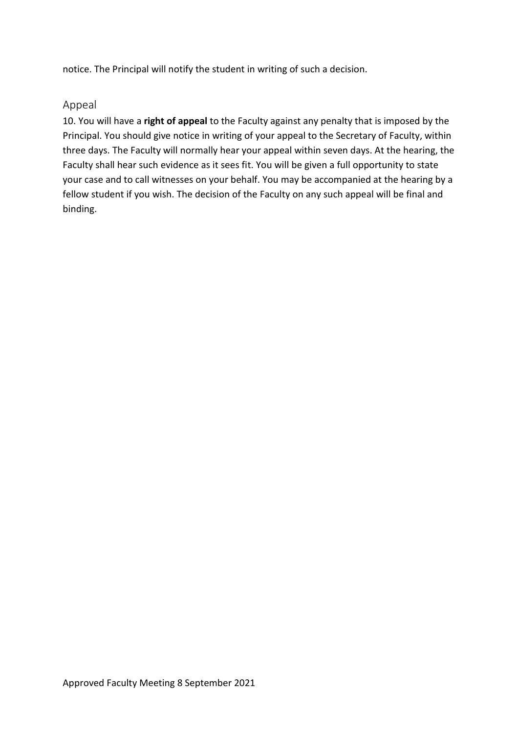notice. The Principal will notify the student in writing of such a decision.

## Appeal

10. You will have a **right of appeal** to the Faculty against any penalty that is imposed by the Principal. You should give notice in writing of your appeal to the Secretary of Faculty, within three days. The Faculty will normally hear your appeal within seven days. At the hearing, the Faculty shall hear such evidence as it sees fit. You will be given a full opportunity to state your case and to call witnesses on your behalf. You may be accompanied at the hearing by a fellow student if you wish. The decision of the Faculty on any such appeal will be final and binding.

Approved Faculty Meeting 8 September 2021